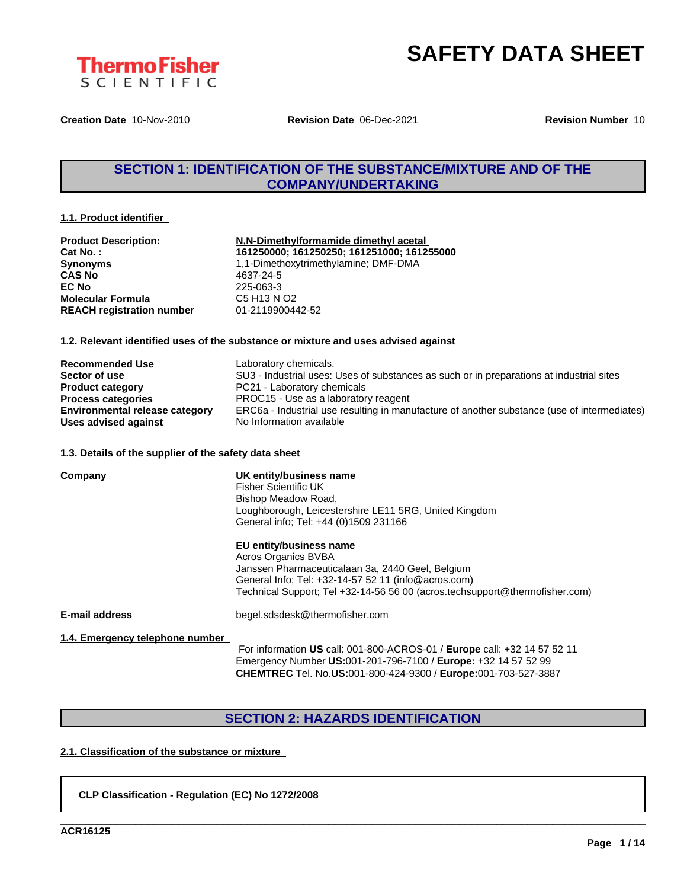ThermoFisher SCIENTIFIC

# SAFETY DATA SHEET

**Creation Date** 10-Nov-2010 **Revision Date** 06-Dec-2021 **Revision Number** 10

## SECTION 1: IDENTIFICATION OF THE SUBSTANCE/MIXTURE AND OF THE COMPANY/UNDERTAKING

### 1.1. Product identifier

| | |
|---|---|
| **Product Description:** | **N,N-Dimethylformamide dimethyl acetal** |
| **Cat No. :** | **161250000; 161250250; 161251000; 161255000** |
| **Synonyms** | 1,1-Dimethoxytrimethylamine; DMF-DMA |
| **CAS No** | 4637-24-5 |
| **EC No** | 225-063-3 |
| **Molecular Formula** | C5 H13 N O2 |
| **REACH registration number** | 01-2119900442-52 |

### 1.2. Relevant identified uses of the substance or mixture and uses advised against

| | |
|---|---|
| **Recommended Use** | Laboratory chemicals. |
| **Sector of use** | SU3 - Industrial uses: Uses of substances as such or in preparations at industrial sites |
| **Product category** | PC21 - Laboratory chemicals |
| **Process categories** | PROC15 - Use as a laboratory reagent |
| **Environmental release category** | ERC6a - Industrial use resulting in manufacture of another substance (use of intermediates) |
| **Uses advised against** | No Information available |

### 1.3. Details of the supplier of the safety data sheet

**Company**

**UK entity/business name**
Fisher Scientific UK
Bishop Meadow Road,
Loughborough, Leicestershire LE11 5RG, United Kingdom
General info; Tel: +44 (0)1509 231166

**EU entity/business name**
Acros Organics BVBA
Janssen Pharmaceuticalaan 3a, 2440 Geel, Belgium
General Info; Tel: +32-14-57 52 11 (info@acros.com)
Technical Support; Tel +32-14-56 56 00 (acros.techsupport@thermofisher.com)

**E-mail address** begel.sdsdesk@thermofisher.com

### 1.4. Emergency telephone number

For information **US** call: 001-800-ACROS-01 / **Europe** call: +32 14 57 52 11
Emergency Number **US:**001-201-796-7100 / **Europe:** +32 14 57 52 99
**CHEMTREC** Tel. No.**US:**001-800-424-9300 / **Europe:**001-703-527-3887

## SECTION 2: HAZARDS IDENTIFICATION

### 2.1. Classification of the substance or mixture

**CLP Classification - Regulation (EC) No 1272/2008**

ACR16125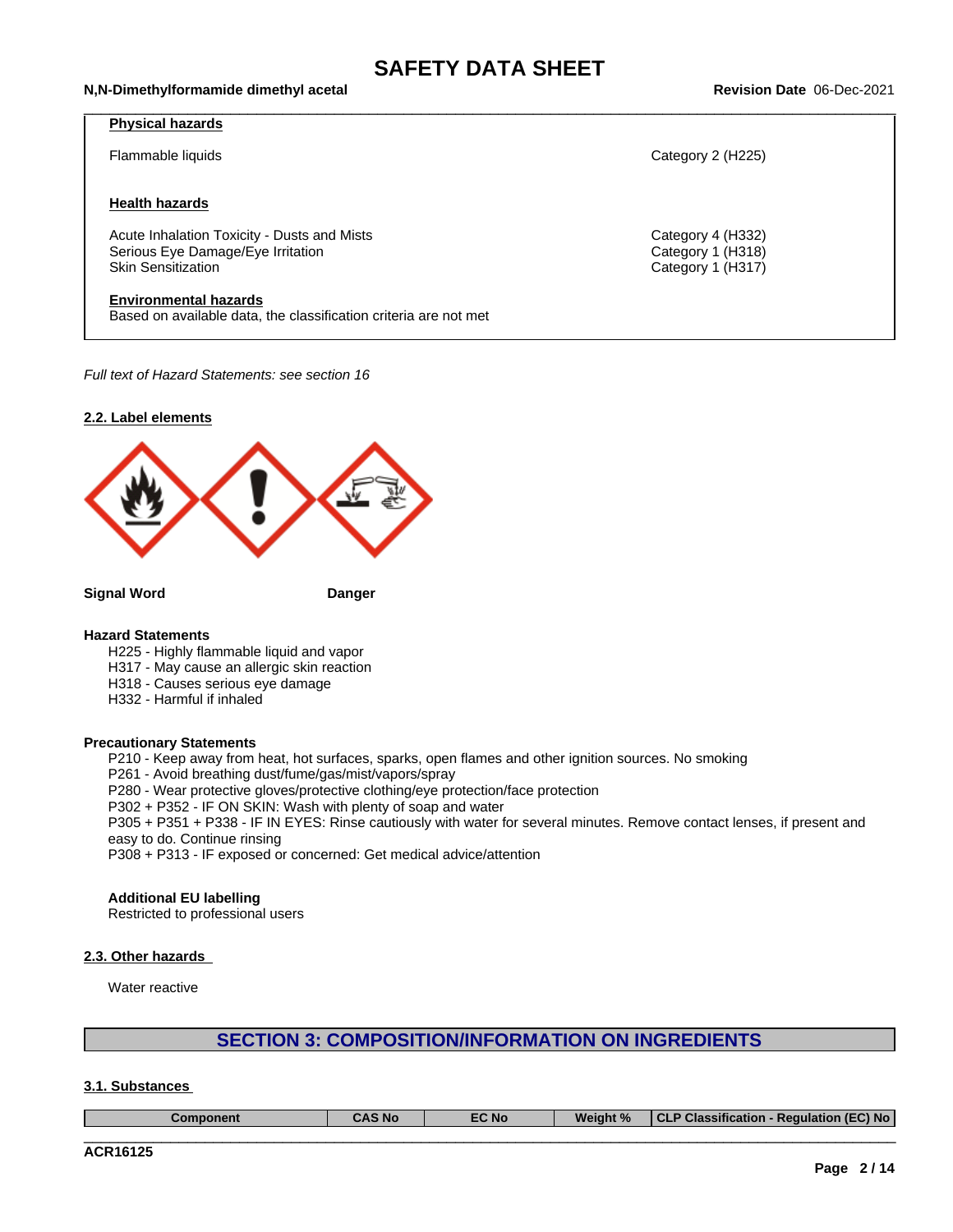**Physical hazards**

| | |
|---|---|
| Flammable liquids | Category 2 (H225) |

**Health hazards**

| | |
|---|---|
| Acute Inhalation Toxicity - Dusts and Mists | Category 4 (H332) |
| Serious Eye Damage/Eye Irritation | Category 1 (H318) |
| Skin Sensitization | Category 1 (H317) |

**Environmental hazards**

Based on available data, the classification criteria are not met

*Full text of Hazard Statements: see section 16*

### 2.2. Label elements

**Signal Word** **Danger**

**Hazard Statements**

H225 - Highly flammable liquid and vapor
H317 - May cause an allergic skin reaction
H318 - Causes serious eye damage
H332 - Harmful if inhaled

**Precautionary Statements**

P210 - Keep away from heat, hot surfaces, sparks, open flames and other ignition sources. No smoking
P261 - Avoid breathing dust/fume/gas/mist/vapors/spray
P280 - Wear protective gloves/protective clothing/eye protection/face protection
P302 + P352 - IF ON SKIN: Wash with plenty of soap and water
P305 + P351 + P338 - IF IN EYES: Rinse cautiously with water for several minutes. Remove contact lenses, if present and easy to do. Continue rinsing
P308 + P313 - IF exposed or concerned: Get medical advice/attention

**Additional EU labelling**

Restricted to professional users

### 2.3. Other hazards

Water reactive

## SECTION 3: COMPOSITION/INFORMATION ON INGREDIENTS

### 3.1. Substances

| Component | CAS No | EC No | Weight % | CLP Classification - Regulation (EC) No |
|---|---|---|---|---|

ACR16125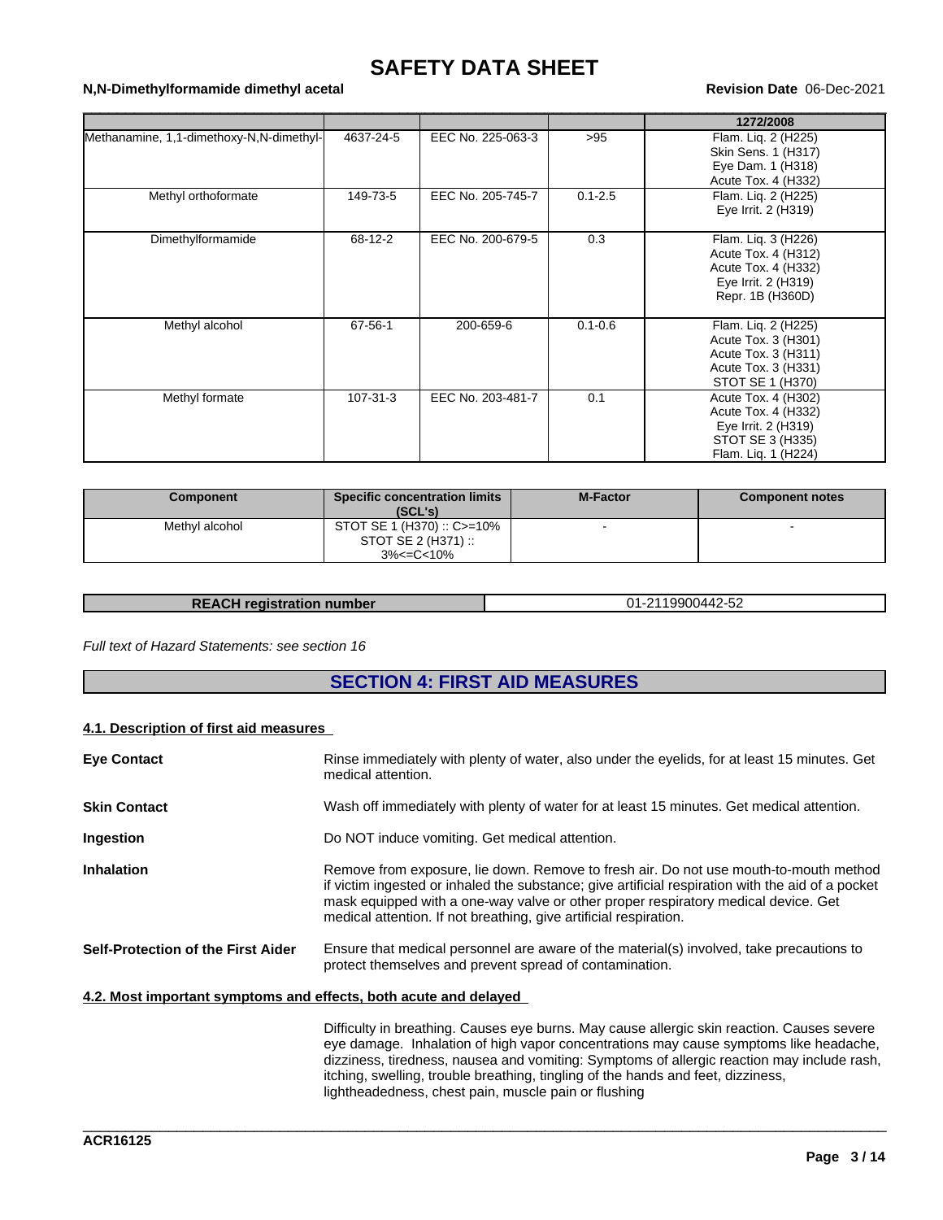| | | | | 1272/2008 |
|---|---|---|---|---|
| Methanamine, 1,1-dimethoxy-N,N-dimethyl- | 4637-24-5 | EEC No. 225-063-3 | >95 | Flam. Liq. 2 (H225)<br>Skin Sens. 1 (H317)<br>Eye Dam. 1 (H318)<br>Acute Tox. 4 (H332) |
| Methyl orthoformate | 149-73-5 | EEC No. 205-745-7 | 0.1-2.5 | Flam. Liq. 2 (H225)<br>Eye Irrit. 2 (H319) |
| Dimethylformamide | 68-12-2 | EEC No. 200-679-5 | 0.3 | Flam. Liq. 3 (H226)<br>Acute Tox. 4 (H312)<br>Acute Tox. 4 (H332)<br>Eye Irrit. 2 (H319)<br>Repr. 1B (H360D) |
| Methyl alcohol | 67-56-1 | 200-659-6 | 0.1-0.6 | Flam. Liq. 2 (H225)<br>Acute Tox. 3 (H301)<br>Acute Tox. 3 (H311)<br>Acute Tox. 3 (H331)<br>STOT SE 1 (H370) |
| Methyl formate | 107-31-3 | EEC No. 203-481-7 | 0.1 | Acute Tox. 4 (H302)<br>Acute Tox. 4 (H332)<br>Eye Irrit. 2 (H319)<br>STOT SE 3 (H335)<br>Flam. Liq. 1 (H224) |

| Component | Specific concentration limits (SCL's) | M-Factor | Component notes |
|---|---|---|---|
| Methyl alcohol | STOT SE 1 (H370) :: C>=10%<br>STOT SE 2 (H371) :: 3%<=C<10% | - | - |

| REACH registration number | 01-2119900442-52 |
|---|---|

*Full text of Hazard Statements: see section 16*

## SECTION 4: FIRST AID MEASURES

### 4.1. Description of first aid measures

**Eye Contact** Rinse immediately with plenty of water, also under the eyelids, for at least 15 minutes. Get medical attention.

**Skin Contact** Wash off immediately with plenty of water for at least 15 minutes. Get medical attention.

**Ingestion** Do NOT induce vomiting. Get medical attention.

**Inhalation** Remove from exposure, lie down. Remove to fresh air. Do not use mouth-to-mouth method if victim ingested or inhaled the substance; give artificial respiration with the aid of a pocket mask equipped with a one-way valve or other proper respiratory medical device. Get medical attention. If not breathing, give artificial respiration.

**Self-Protection of the First Aider** Ensure that medical personnel are aware of the material(s) involved, take precautions to protect themselves and prevent spread of contamination.

### 4.2. Most important symptoms and effects, both acute and delayed

Difficulty in breathing. Causes eye burns. May cause allergic skin reaction. Causes severe eye damage. Inhalation of high vapor concentrations may cause symptoms like headache, dizziness, tiredness, nausea and vomiting: Symptoms of allergic reaction may include rash, itching, swelling, trouble breathing, tingling of the hands and feet, dizziness, lightheadedness, chest pain, muscle pain or flushing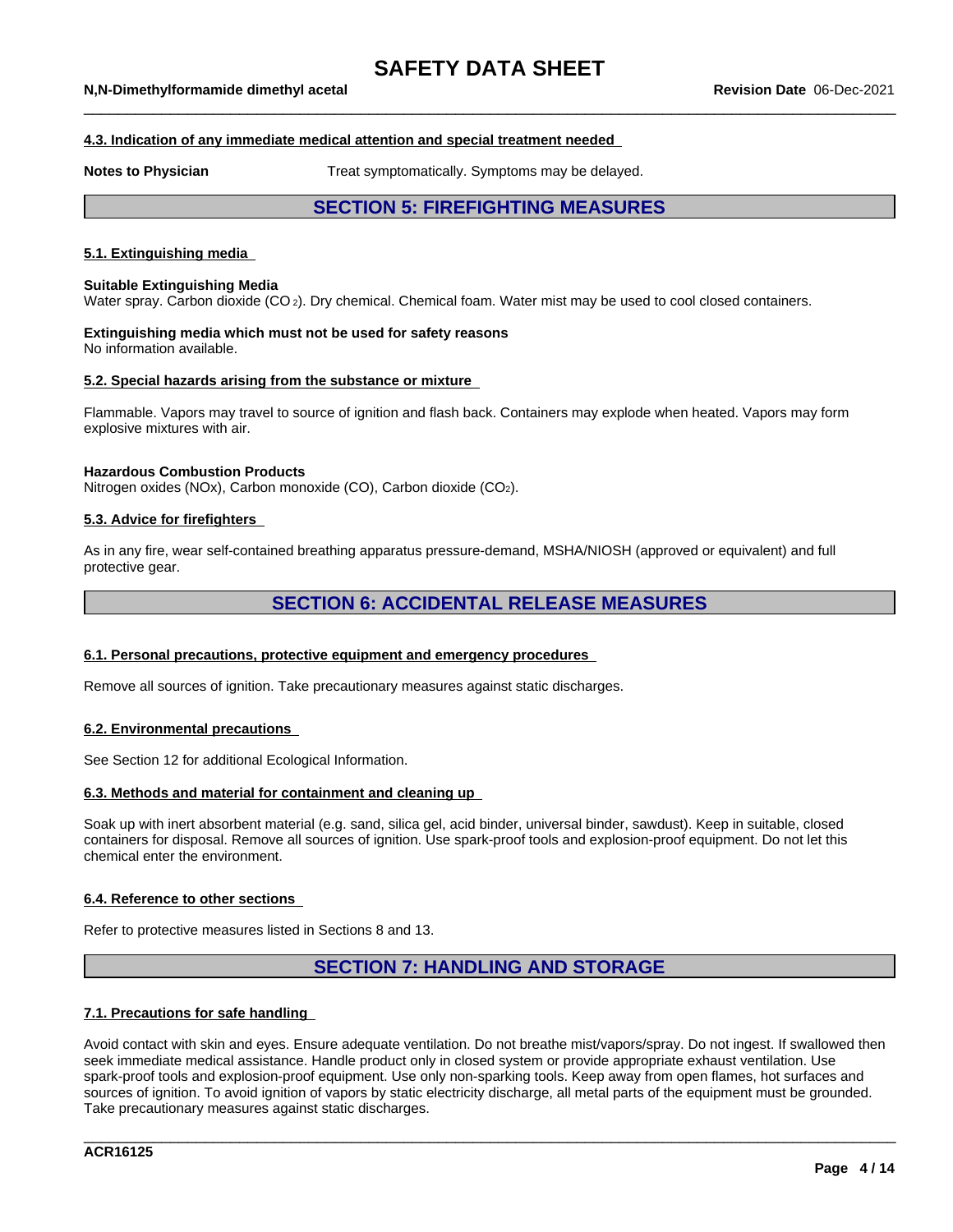#### 4.3. Indication of any immediate medical attention and special treatment needed

**Notes to Physician** Treat symptomatically. Symptoms may be delayed.

## SECTION 5: FIREFIGHTING MEASURES

#### 5.1. Extinguishing media

**Suitable Extinguishing Media**
Water spray. Carbon dioxide ($CO_2$). Dry chemical. Chemical foam. Water mist may be used to cool closed containers.

**Extinguishing media which must not be used for safety reasons**
No information available.

#### 5.2. Special hazards arising from the substance or mixture

Flammable. Vapors may travel to source of ignition and flash back. Containers may explode when heated. Vapors may form explosive mixtures with air.

**Hazardous Combustion Products**
Nitrogen oxides (NOx), Carbon monoxide (CO), Carbon dioxide ($CO_2$).

#### 5.3. Advice for firefighters

As in any fire, wear self-contained breathing apparatus pressure-demand, MSHA/NIOSH (approved or equivalent) and full protective gear.

## SECTION 6: ACCIDENTAL RELEASE MEASURES

#### 6.1. Personal precautions, protective equipment and emergency procedures

Remove all sources of ignition. Take precautionary measures against static discharges.

#### 6.2. Environmental precautions

See Section 12 for additional Ecological Information.

#### 6.3. Methods and material for containment and cleaning up

Soak up with inert absorbent material (e.g. sand, silica gel, acid binder, universal binder, sawdust). Keep in suitable, closed containers for disposal. Remove all sources of ignition. Use spark-proof tools and explosion-proof equipment. Do not let this chemical enter the environment.

#### 6.4. Reference to other sections

Refer to protective measures listed in Sections 8 and 13.

## SECTION 7: HANDLING AND STORAGE

#### 7.1. Precautions for safe handling

Avoid contact with skin and eyes. Ensure adequate ventilation. Do not breathe mist/vapors/spray. Do not ingest. If swallowed then seek immediate medical assistance. Handle product only in closed system or provide appropriate exhaust ventilation. Use spark-proof tools and explosion-proof equipment. Use only non-sparking tools. Keep away from open flames, hot surfaces and sources of ignition. To avoid ignition of vapors by static electricity discharge, all metal parts of the equipment must be grounded. Take precautionary measures against static discharges.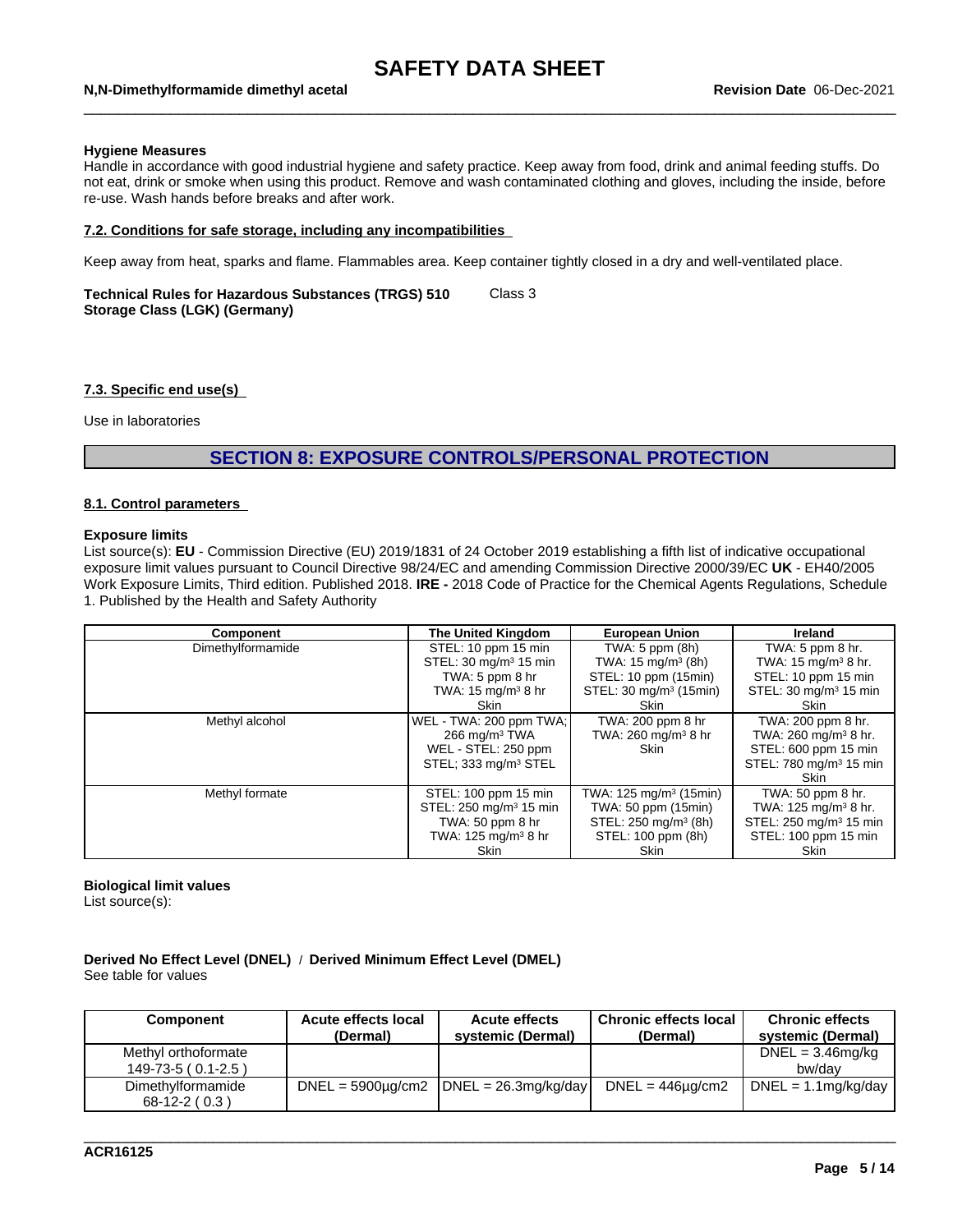**Hygiene Measures**
Handle in accordance with good industrial hygiene and safety practice. Keep away from food, drink and animal feeding stuffs. Do not eat, drink or smoke when using this product. Remove and wash contaminated clothing and gloves, including the inside, before re-use. Wash hands before breaks and after work.

### 7.2. Conditions for safe storage, including any incompatibilities

Keep away from heat, sparks and flame. Flammables area. Keep container tightly closed in a dry and well-ventilated place.

**Technical Rules for Hazardous Substances (TRGS) 510 Storage Class (LGK) (Germany)** Class 3

### 7.3. Specific end use(s)

Use in laboratories

## SECTION 8: EXPOSURE CONTROLS/PERSONAL PROTECTION

### 8.1. Control parameters

**Exposure limits**
List source(s): **EU** - Commission Directive (EU) 2019/1831 of 24 October 2019 establishing a fifth list of indicative occupational exposure limit values pursuant to Council Directive 98/24/EC and amending Commission Directive 2000/39/EC **UK** - EH40/2005 Work Exposure Limits, Third edition. Published 2018. **IRE -** 2018 Code of Practice for the Chemical Agents Regulations, Schedule 1. Published by the Health and Safety Authority

| Component | The United Kingdom | European Union | Ireland |
|---|---|---|---|
| Dimethylformamide | STEL: 10 ppm 15 min<br>STEL: 30 mg/m³ 15 min<br>TWA: 5 ppm 8 hr<br>TWA: 15 mg/m³ 8 hr<br>Skin | TWA: 5 ppm (8h)<br>TWA: 15 mg/m³ (8h)<br>STEL: 10 ppm (15min)<br>STEL: 30 mg/m³ (15min)<br>Skin | TWA: 5 ppm 8 hr.<br>TWA: 15 mg/m³ 8 hr.<br>STEL: 10 ppm 15 min<br>STEL: 30 mg/m³ 15 min<br>Skin |
| Methyl alcohol | WEL - TWA: 200 ppm TWA;<br>266 mg/m³ TWA<br>WEL - STEL: 250 ppm<br>STEL; 333 mg/m³ STEL | TWA: 200 ppm 8 hr<br>TWA: 260 mg/m³ 8 hr<br>Skin | TWA: 200 ppm 8 hr.<br>TWA: 260 mg/m³ 8 hr.<br>STEL: 600 ppm 15 min<br>STEL: 780 mg/m³ 15 min<br>Skin |
| Methyl formate | STEL: 100 ppm 15 min<br>STEL: 250 mg/m³ 15 min<br>TWA: 50 ppm 8 hr<br>TWA: 125 mg/m³ 8 hr<br>Skin | TWA: 125 mg/m³ (15min)<br>TWA: 50 ppm (15min)<br>STEL: 250 mg/m³ (8h)<br>STEL: 100 ppm (8h)<br>Skin | TWA: 50 ppm 8 hr.<br>TWA: 125 mg/m³ 8 hr.<br>STEL: 250 mg/m³ 15 min<br>STEL: 100 ppm 15 min<br>Skin |

**Biological limit values**
List source(s):

**Derived No Effect Level (DNEL)** / **Derived Minimum Effect Level (DMEL)**
See table for values

| Component | Acute effects local (Dermal) | Acute effects systemic (Dermal) | Chronic effects local (Dermal) | Chronic effects systemic (Dermal) |
|---|---|---|---|---|
| Methyl orthoformate<br>149-73-5 ( 0.1-2.5 ) | | | | DNEL = 3.46mg/kg bw/day |
| Dimethylformamide<br>68-12-2 ( 0.3 ) | DNEL = 5900µg/cm2 | DNEL = 26.3mg/kg/day | DNEL = 446µg/cm2 | DNEL = 1.1mg/kg/day |

ACR16125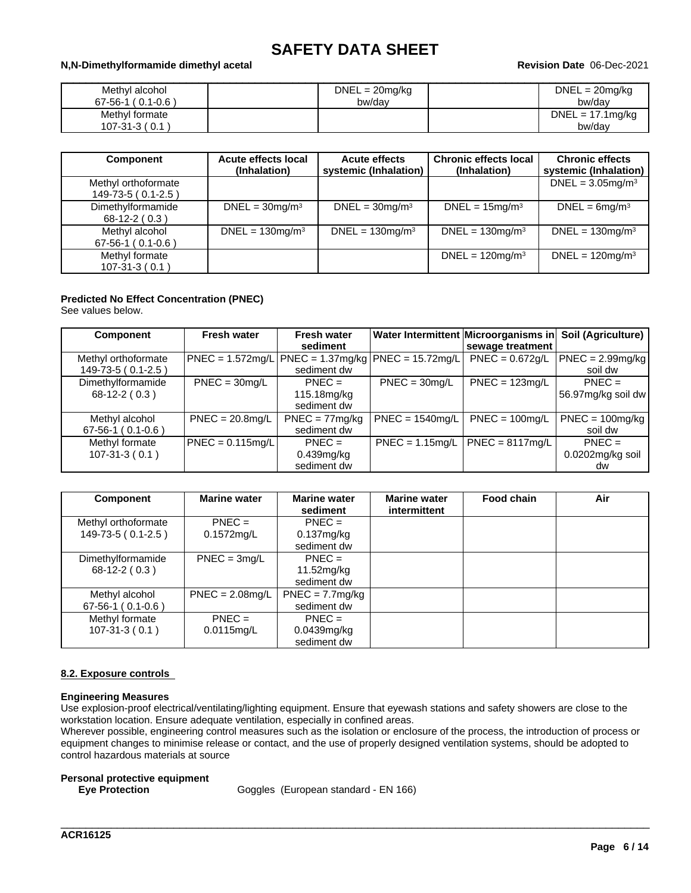| | | | | |
|---|---|---|---|---|
| Methyl alcohol<br>67-56-1 ( 0.1-0.6 ) | | DNEL = 20mg/kg bw/day | | DNEL = 20mg/kg bw/day |
| Methyl formate<br>107-31-3 ( 0.1 ) | | | | DNEL = 17.1mg/kg bw/day |

| Component | Acute effects local (Inhalation) | Acute effects systemic (Inhalation) | Chronic effects local (Inhalation) | Chronic effects systemic (Inhalation) |
|---|---|---|---|---|
| Methyl orthoformate<br>149-73-5 ( 0.1-2.5 ) | | | | DNEL = 3.05mg/m³ |
| Dimethylformamide<br>68-12-2 ( 0.3 ) | DNEL = 30mg/m³ | DNEL = 30mg/m³ | DNEL = 15mg/m³ | DNEL = 6mg/m³ |
| Methyl alcohol<br>67-56-1 ( 0.1-0.6 ) | DNEL = 130mg/m³ | DNEL = 130mg/m³ | DNEL = 130mg/m³ | DNEL = 130mg/m³ |
| Methyl formate<br>107-31-3 ( 0.1 ) | | | DNEL = 120mg/m³ | DNEL = 120mg/m³ |

**Predicted No Effect Concentration (PNEC)**
See values below.

| Component | Fresh water | Fresh water sediment | Water Intermittent | Microorganisms in sewage treatment | Soil (Agriculture) |
|---|---|---|---|---|---|
| Methyl orthoformate<br>149-73-5 ( 0.1-2.5 ) | PNEC = 1.572mg/L | PNEC = 1.37mg/kg sediment dw | PNEC = 15.72mg/L | PNEC = 0.672g/L | PNEC = 2.99mg/kg soil dw |
| Dimethylformamide<br>68-12-2 ( 0.3 ) | PNEC = 30mg/L | PNEC = 115.18mg/kg sediment dw | PNEC = 30mg/L | PNEC = 123mg/L | PNEC = 56.97mg/kg soil dw |
| Methyl alcohol<br>67-56-1 ( 0.1-0.6 ) | PNEC = 20.8mg/L | PNEC = 77mg/kg sediment dw | PNEC = 1540mg/L | PNEC = 100mg/L | PNEC = 100mg/kg soil dw |
| Methyl formate<br>107-31-3 ( 0.1 ) | PNEC = 0.115mg/L | PNEC = 0.439mg/kg sediment dw | PNEC = 1.15mg/L | PNEC = 8117mg/L | PNEC = 0.0202mg/kg soil dw |

| Component | Marine water | Marine water sediment | Marine water intermittent | Food chain | Air |
|---|---|---|---|---|---|
| Methyl orthoformate<br>149-73-5 ( 0.1-2.5 ) | PNEC = 0.1572mg/L | PNEC = 0.137mg/kg sediment dw | | | |
| Dimethylformamide<br>68-12-2 ( 0.3 ) | PNEC = 3mg/L | PNEC = 11.52mg/kg sediment dw | | | |
| Methyl alcohol<br>67-56-1 ( 0.1-0.6 ) | PNEC = 2.08mg/L | PNEC = 7.7mg/kg sediment dw | | | |
| Methyl formate<br>107-31-3 ( 0.1 ) | PNEC = 0.0115mg/L | PNEC = 0.0439mg/kg sediment dw | | | |

### 8.2. Exposure controls

**Engineering Measures**
Use explosion-proof electrical/ventilating/lighting equipment. Ensure that eyewash stations and safety showers are close to the workstation location. Ensure adequate ventilation, especially in confined areas.
Wherever possible, engineering control measures such as the isolation or enclosure of the process, the introduction of process or equipment changes to minimise release or contact, and the use of properly designed ventilation systems, should be adopted to control hazardous materials at source

**Personal protective equipment**

**Eye Protection** Goggles (European standard - EN 166)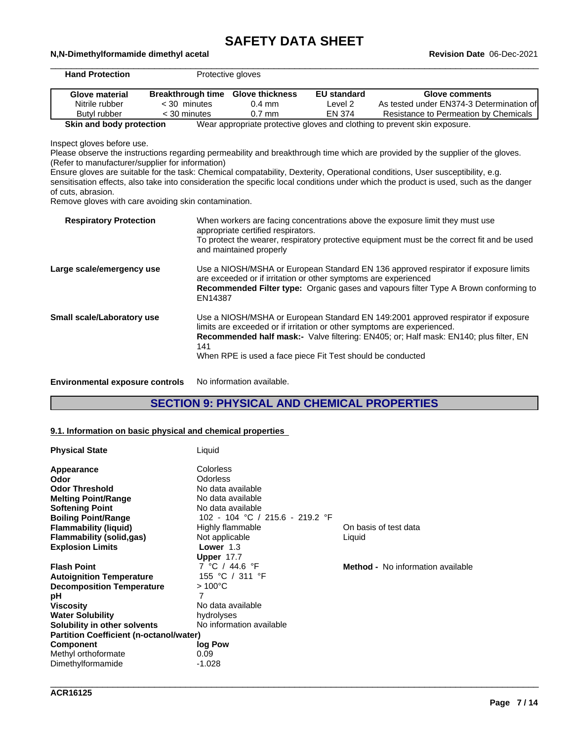**Hand Protection** Protective gloves

| Glove material | Breakthrough time | Glove thickness | EU standard | Glove comments |
|---|---|---|---|---|
| Nitrile rubber | < 30 minutes | 0.4 mm | Level 2 | As tested under EN374-3 Determination of |
| Butyl rubber | < 30 minutes | 0.7 mm | EN 374 | Resistance to Permeation by Chemicals |

**Skin and body protection** Wear appropriate protective gloves and clothing to prevent skin exposure.

Inspect gloves before use.
Please observe the instructions regarding permeability and breakthrough time which are provided by the supplier of the gloves. (Refer to manufacturer/supplier for information)
Ensure gloves are suitable for the task: Chemical compatability, Dexterity, Operational conditions, User susceptibility, e.g. sensitisation effects, also take into consideration the specific local conditions under which the product is used, such as the danger of cuts, abrasion.
Remove gloves with care avoiding skin contamination.

**Respiratory Protection** When workers are facing concentrations above the exposure limit they must use appropriate certified respirators.
To protect the wearer, respiratory protective equipment must be the correct fit and be used and maintained properly

**Large scale/emergency use** Use a NIOSH/MSHA or European Standard EN 136 approved respirator if exposure limits are exceeded or if irritation or other symptoms are experienced
**Recommended Filter type:** Organic gases and vapours filter Type A Brown conforming to EN14387

**Small scale/Laboratory use** Use a NIOSH/MSHA or European Standard EN 149:2001 approved respirator if exposure limits are exceeded or if irritation or other symptoms are experienced.
**Recommended half mask:-** Valve filtering: EN405; or; Half mask: EN140; plus filter, EN 141
When RPE is used a face piece Fit Test should be conducted

**Environmental exposure controls** No information available.

## SECTION 9: PHYSICAL AND CHEMICAL PROPERTIES

### 9.1. Information on basic physical and chemical properties

| | | |
|---|---|---|
| **Physical State** | Liquid | |
| **Appearance** | Colorless | |
| **Odor** | Odorless | |
| **Odor Threshold** | No data available | |
| **Melting Point/Range** | No data available | |
| **Softening Point** | No data available | |
| **Boiling Point/Range** | 102 - 104 °C / 215.6 - 219.2 °F | |
| **Flammability (liquid)** | Highly flammable | On basis of test data |
| **Flammability (solid,gas)** | Not applicable | Liquid |
| **Explosion Limits** | **Lower** 1.3<br>**Upper** 17.7 | |
| **Flash Point** | 7 °C / 44.6 °F | **Method -** No information available |
| **Autoignition Temperature** | 155 °C / 311 °F | |
| **Decomposition Temperature** | > 100°C | |
| **pH** | 7 | |
| **Viscosity** | No data available | |
| **Water Solubility** | hydrolyses | |
| **Solubility in other solvents** | No information available | |

**Partition Coefficient (n-octanol/water)**

| Component | log Pow |
|---|---|
| Methyl orthoformate | 0.09 |
| Dimethylformamide | -1.028 |

ACR16125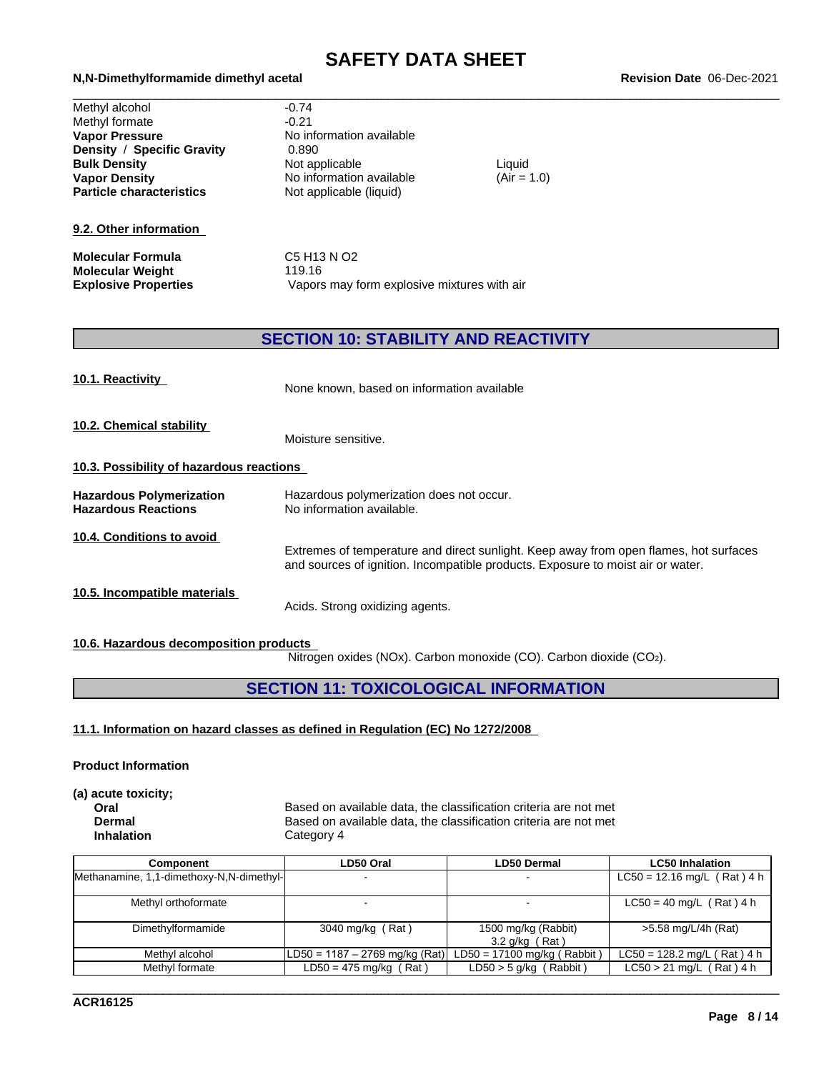| | | |
|---|---|---|
| Methyl alcohol | -0.74 | |
| Methyl formate | -0.21 | |
| **Vapor Pressure** | No information available | |
| **Density / Specific Gravity** | 0.890 | |
| **Bulk Density** | Not applicable | Liquid |
| **Vapor Density** | No information available | (Air = 1.0) |
| **Particle characteristics** | Not applicable (liquid) | |

**9.2. Other information**

| | |
|---|---|
| **Molecular Formula** | C5 H13 N O2 |
| **Molecular Weight** | 119.16 |
| **Explosive Properties** | Vapors may form explosive mixtures with air |

## SECTION 10: STABILITY AND REACTIVITY

**10.1. Reactivity**

None known, based on information available

**10.2. Chemical stability**

Moisture sensitive.

**10.3. Possibility of hazardous reactions**

| | |
|---|---|
| **Hazardous Polymerization** | Hazardous polymerization does not occur. |
| **Hazardous Reactions** | No information available. |

**10.4. Conditions to avoid**

Extremes of temperature and direct sunlight. Keep away from open flames, hot surfaces and sources of ignition. Incompatible products. Exposure to moist air or water.

**10.5. Incompatible materials**

Acids. Strong oxidizing agents.

**10.6. Hazardous decomposition products**

Nitrogen oxides (NOx). Carbon monoxide (CO). Carbon dioxide ($CO_2$).

## SECTION 11: TOXICOLOGICAL INFORMATION

**11.1. Information on hazard classes as defined in Regulation (EC) No 1272/2008**

**Product Information**

**(a) acute toxicity;**

| | |
|---|---|
| **Oral** | Based on available data, the classification criteria are not met |
| **Dermal** | Based on available data, the classification criteria are not met |
| **Inhalation** | Category 4 |

| Component | LD50 Oral | LD50 Dermal | LC50 Inhalation |
|---|---|---|---|
| Methanamine, 1,1-dimethoxy-N,N-dimethyl- | - | - | LC50 = 12.16 mg/L ( Rat ) 4 h |
| Methyl orthoformate | - | - | LC50 = 40 mg/L ( Rat ) 4 h |
| Dimethylformamide | 3040 mg/kg ( Rat ) | 1500 mg/kg (Rabbit) 3.2 g/kg ( Rat ) | >5.58 mg/L/4h (Rat) |
| Methyl alcohol | LD50 = 1187 – 2769 mg/kg (Rat) | LD50 = 17100 mg/kg ( Rabbit ) | LC50 = 128.2 mg/L ( Rat ) 4 h |
| Methyl formate | LD50 = 475 mg/kg ( Rat ) | LD50 > 5 g/kg ( Rabbit ) | LC50 > 21 mg/L ( Rat ) 4 h |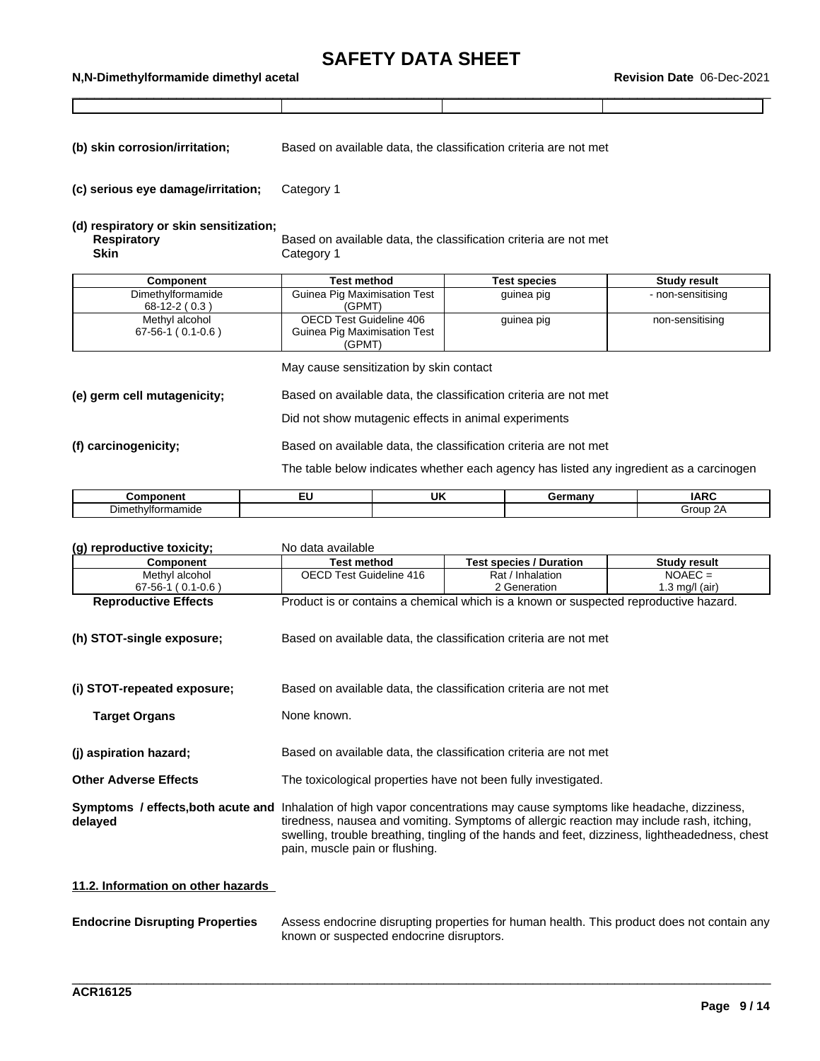| | | | |
|---|---|---|---|

**(b) skin corrosion/irritation;** Based on available data, the classification criteria are not met

**(c) serious eye damage/irritation;** Category 1

**(d) respiratory or skin sensitization;**

**Respiratory** Based on available data, the classification criteria are not met

**Skin** Category 1

| Component | Test method | Test species | Study result |
|---|---|---|---|
| Dimethylformamide 68-12-2 ( 0.3 ) | Guinea Pig Maximisation Test (GPMT) | guinea pig | - non-sensitising |
| Methyl alcohol 67-56-1 ( 0.1-0.6 ) | OECD Test Guideline 406 Guinea Pig Maximisation Test (GPMT) | guinea pig | non-sensitising |

May cause sensitization by skin contact

**(e) germ cell mutagenicity;** Based on available data, the classification criteria are not met

Did not show mutagenic effects in animal experiments

**(f) carcinogenicity;** Based on available data, the classification criteria are not met

The table below indicates whether each agency has listed any ingredient as a carcinogen

| Component | EU | UK | Germany | IARC |
|---|---|---|---|---|
| Dimethylformamide | | | | Group 2A |

**(g) reproductive toxicity;** No data available

| Component | Test method | Test species / Duration | Study result |
|---|---|---|---|
| Methyl alcohol 67-56-1 ( 0.1-0.6 ) | OECD Test Guideline 416 | Rat / Inhalation 2 Generation | NOAEC = 1.3 mg/l (air) |

**Reproductive Effects** Product is or contains a chemical which is a known or suspected reproductive hazard.

**(h) STOT-single exposure;** Based on available data, the classification criteria are not met

**(i) STOT-repeated exposure;** Based on available data, the classification criteria are not met

**Target Organs** None known.

**(j) aspiration hazard;** Based on available data, the classification criteria are not met

**Other Adverse Effects** The toxicological properties have not been fully investigated.

**Symptoms / effects,both acute and delayed** Inhalation of high vapor concentrations may cause symptoms like headache, dizziness, tiredness, nausea and vomiting. Symptoms of allergic reaction may include rash, itching, swelling, trouble breathing, tingling of the hands and feet, dizziness, lightheadedness, chest pain, muscle pain or flushing.

## 11.2. Information on other hazards

**Endocrine Disrupting Properties** Assess endocrine disrupting properties for human health. This product does not contain any known or suspected endocrine disruptors.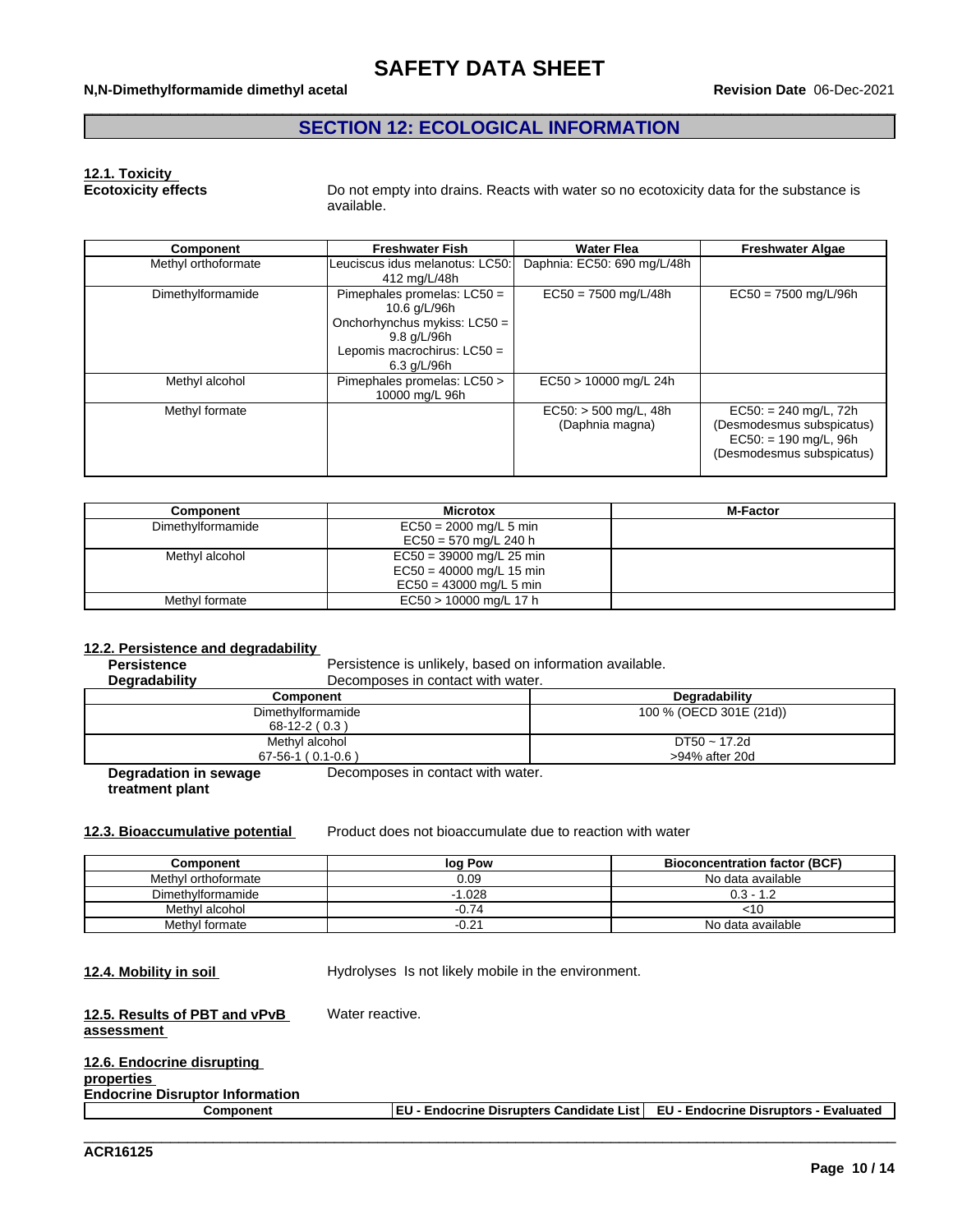## SECTION 12: ECOLOGICAL INFORMATION

### 12.1. Toxicity

**Ecotoxicity effects** Do not empty into drains. Reacts with water so no ecotoxicity data for the substance is available.

| Component | Freshwater Fish | Water Flea | Freshwater Algae |
|---|---|---|---|
| Methyl orthoformate | Leuciscus idus melanotus: LC50: 412 mg/L/48h | Daphnia: EC50: 690 mg/L/48h | |
| Dimethylformamide | Pimephales promelas: LC50 = 10.6 g/L/96h<br>Onchorhynchus mykiss: LC50 = 9.8 g/L/96h<br>Lepomis macrochirus: LC50 = 6.3 g/L/96h | EC50 = 7500 mg/L/48h | EC50 = 7500 mg/L/96h |
| Methyl alcohol | Pimephales promelas: LC50 > 10000 mg/L 96h | EC50 > 10000 mg/L 24h | |
| Methyl formate | | EC50: > 500 mg/L, 48h (Daphnia magna) | EC50: = 240 mg/L, 72h (Desmodesmus subspicatus)<br>EC50: = 190 mg/L, 96h (Desmodesmus subspicatus) |

| Component | Microtox | M-Factor |
|---|---|---|
| Dimethylformamide | EC50 = 2000 mg/L 5 min<br>EC50 = 570 mg/L 240 h | |
| Methyl alcohol | EC50 = 39000 mg/L 25 min<br>EC50 = 40000 mg/L 15 min<br>EC50 = 43000 mg/L 5 min | |
| Methyl formate | EC50 > 10000 mg/L 17 h | |

### 12.2. Persistence and degradability

**Persistence** Persistence is unlikely, based on information available.

**Degradability** Decomposes in contact with water.

| Component | Degradability |
|---|---|
| Dimethylformamide<br>68-12-2 ( 0.3 ) | 100 % (OECD 301E (21d)) |
| Methyl alcohol<br>67-56-1 ( 0.1-0.6 ) | DT50 ~ 17.2d<br>>94% after 20d |

**Degradation in sewage treatment plant** Decomposes in contact with water.

### 12.3. Bioaccumulative potential

Product does not bioaccumulate due to reaction with water

| Component | log Pow | Bioconcentration factor (BCF) |
|---|---|---|
| Methyl orthoformate | 0.09 | No data available |
| Dimethylformamide | -1.028 | 0.3 - 1.2 |
| Methyl alcohol | -0.74 | <10 |
| Methyl formate | -0.21 | No data available |

### 12.4. Mobility in soil

Hydrolyses Is not likely mobile in the environment.

### 12.5. Results of PBT and vPvB assessment

Water reactive.

### 12.6. Endocrine disrupting properties

**Endocrine Disruptor Information**

| Component | EU - Endocrine Disrupters Candidate List | EU - Endocrine Disruptors - Evaluated |
|---|---|---|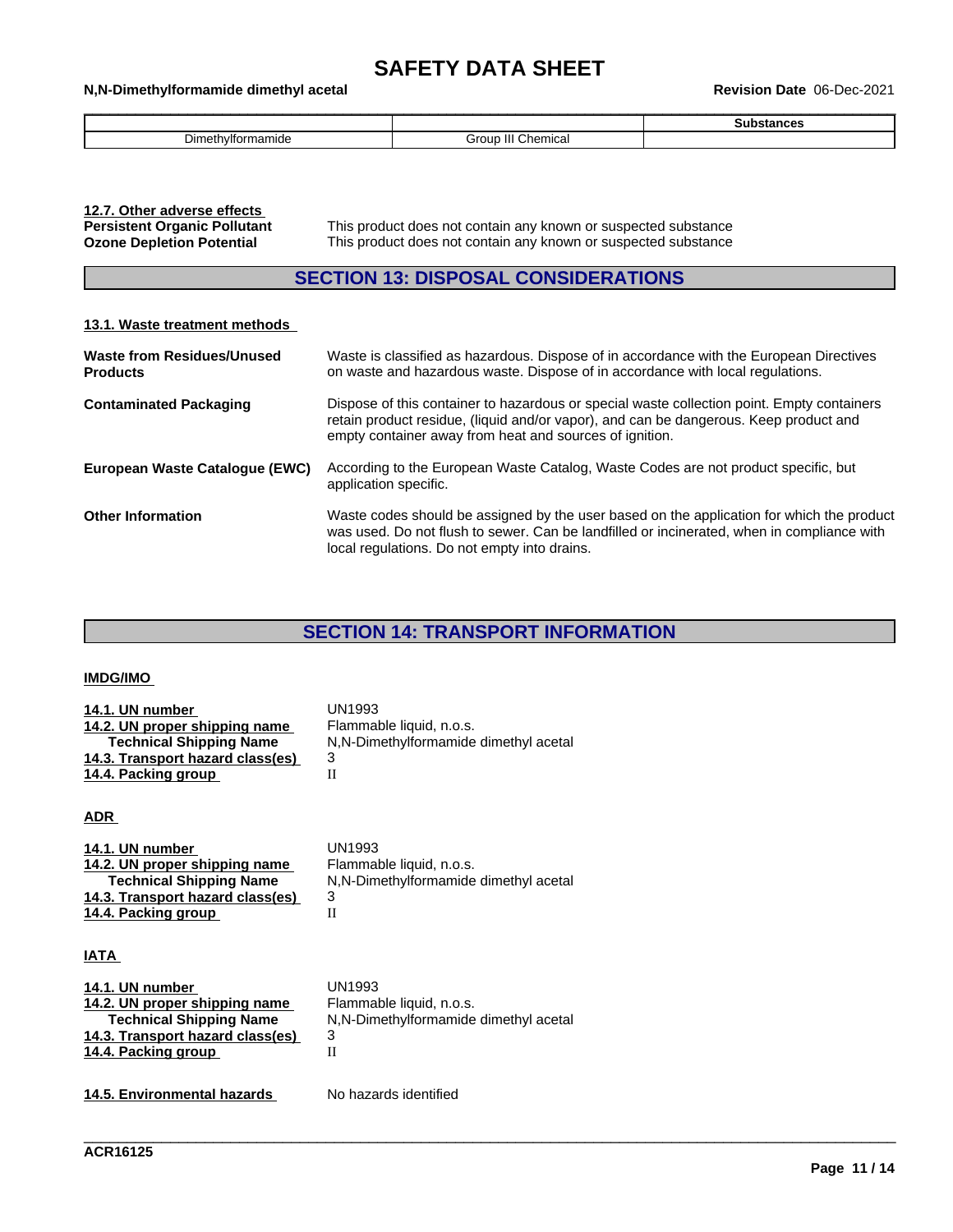| | | Substances |
|---|---|---|
| Dimethylformamide | Group III Chemical | |

**12.7. Other adverse effects**

**Persistent Organic Pollutant** This product does not contain any known or suspected substance

**Ozone Depletion Potential** This product does not contain any known or suspected substance

## SECTION 13: DISPOSAL CONSIDERATIONS

**13.1. Waste treatment methods**

**Waste from Residues/Unused Products** Waste is classified as hazardous. Dispose of in accordance with the European Directives on waste and hazardous waste. Dispose of in accordance with local regulations.

**Contaminated Packaging** Dispose of this container to hazardous or special waste collection point. Empty containers retain product residue, (liquid and/or vapor), and can be dangerous. Keep product and empty container away from heat and sources of ignition.

**European Waste Catalogue (EWC)** According to the European Waste Catalog, Waste Codes are not product specific, but application specific.

**Other Information** Waste codes should be assigned by the user based on the application for which the product was used. Do not flush to sewer. Can be landfilled or incinerated, when in compliance with local regulations. Do not empty into drains.

## SECTION 14: TRANSPORT INFORMATION

**IMDG/IMO**

**14.1. UN number** UN1993
**14.2. UN proper shipping name** Flammable liquid, n.o.s.
**Technical Shipping Name** N,N-Dimethylformamide dimethyl acetal
**14.3. Transport hazard class(es)** 3
**14.4. Packing group** II

**ADR**

**14.1. UN number** UN1993
**14.2. UN proper shipping name** Flammable liquid, n.o.s.
**Technical Shipping Name** N,N-Dimethylformamide dimethyl acetal
**14.3. Transport hazard class(es)** 3
**14.4. Packing group** II

**IATA**

**14.1. UN number** UN1993
**14.2. UN proper shipping name** Flammable liquid, n.o.s.
**Technical Shipping Name** N,N-Dimethylformamide dimethyl acetal
**14.3. Transport hazard class(es)** 3
**14.4. Packing group** II

**14.5. Environmental hazards** No hazards identified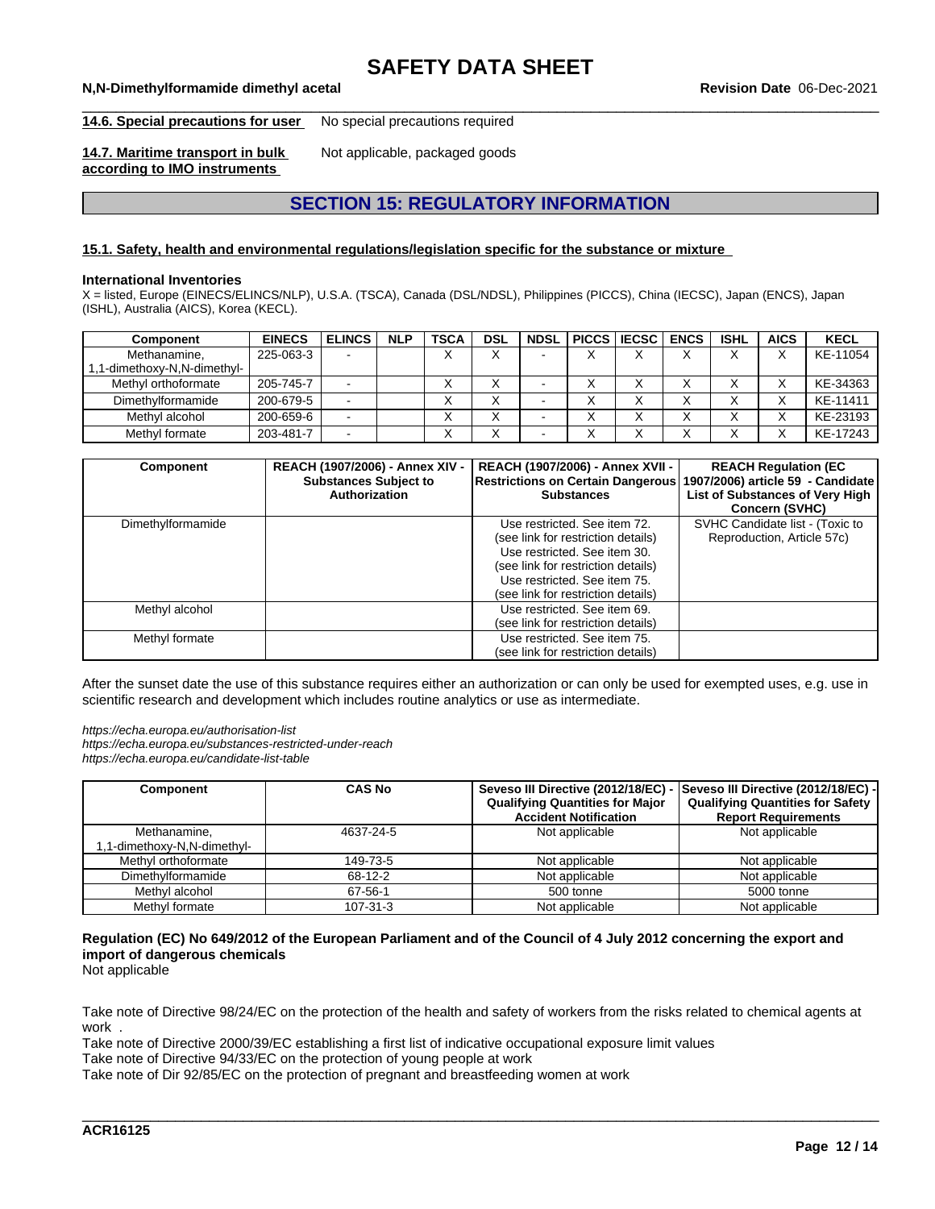**14.6. Special precautions for user** No special precautions required

**14.7. Maritime transport in bulk according to IMO instruments** Not applicable, packaged goods

## SECTION 15: REGULATORY INFORMATION

### 15.1. Safety, health and environmental regulations/legislation specific for the substance or mixture

**International Inventories**

X = listed, Europe (EINECS/ELINCS/NLP), U.S.A. (TSCA), Canada (DSL/NDSL), Philippines (PICCS), China (IECSC), Japan (ENCS), Japan (ISHL), Australia (AICS), Korea (KECL).

| Component | EINECS | ELINCS | NLP | TSCA | DSL | NDSL | PICCS | IECSC | ENCS | ISHL | AICS | KECL |
|---|---|---|---|---|---|---|---|---|---|---|---|---|
| Methanamine, 1,1-dimethoxy-N,N-dimethyl- | 225-063-3 | - | | X | X | - | X | X | X | X | X | KE-11054 |
| Methyl orthoformate | 205-745-7 | - | | X | X | - | X | X | X | X | X | KE-34363 |
| Dimethylformamide | 200-679-5 | - | | X | X | - | X | X | X | X | X | KE-11411 |
| Methyl alcohol | 200-659-6 | - | | X | X | - | X | X | X | X | X | KE-23193 |
| Methyl formate | 203-481-7 | - | | X | X | - | X | X | X | X | X | KE-17243 |

| Component | REACH (1907/2006) - Annex XIV - Substances Subject to Authorization | REACH (1907/2006) - Annex XVII - Restrictions on Certain Dangerous Substances | REACH Regulation (EC 1907/2006) article 59 - Candidate List of Substances of Very High Concern (SVHC) |
|---|---|---|---|
| Dimethylformamide | | Use restricted. See item 72. (see link for restriction details) Use restricted. See item 30. (see link for restriction details) Use restricted. See item 75. (see link for restriction details) | SVHC Candidate list - (Toxic to Reproduction, Article 57c) |
| Methyl alcohol | | Use restricted. See item 69. (see link for restriction details) | |
| Methyl formate | | Use restricted. See item 75. (see link for restriction details) | |

After the sunset date the use of this substance requires either an authorization or can only be used for exempted uses, e.g. use in scientific research and development which includes routine analytics or use as intermediate.

*https://echa.europa.eu/authorisation-list*
*https://echa.europa.eu/substances-restricted-under-reach*
*https://echa.europa.eu/candidate-list-table*

| Component | CAS No | Seveso III Directive (2012/18/EC) - Qualifying Quantities for Major Accident Notification | Seveso III Directive (2012/18/EC) - Qualifying Quantities for Safety Report Requirements |
|---|---|---|---|
| Methanamine, 1,1-dimethoxy-N,N-dimethyl- | 4637-24-5 | Not applicable | Not applicable |
| Methyl orthoformate | 149-73-5 | Not applicable | Not applicable |
| Dimethylformamide | 68-12-2 | Not applicable | Not applicable |
| Methyl alcohol | 67-56-1 | 500 tonne | 5000 tonne |
| Methyl formate | 107-31-3 | Not applicable | Not applicable |

**Regulation (EC) No 649/2012 of the European Parliament and of the Council of 4 July 2012 concerning the export and import of dangerous chemicals**
Not applicable

Take note of Directive 98/24/EC on the protection of the health and safety of workers from the risks related to chemical agents at work .

Take note of Directive 2000/39/EC establishing a first list of indicative occupational exposure limit values

Take note of Directive 94/33/EC on the protection of young people at work

Take note of Dir 92/85/EC on the protection of pregnant and breastfeeding women at work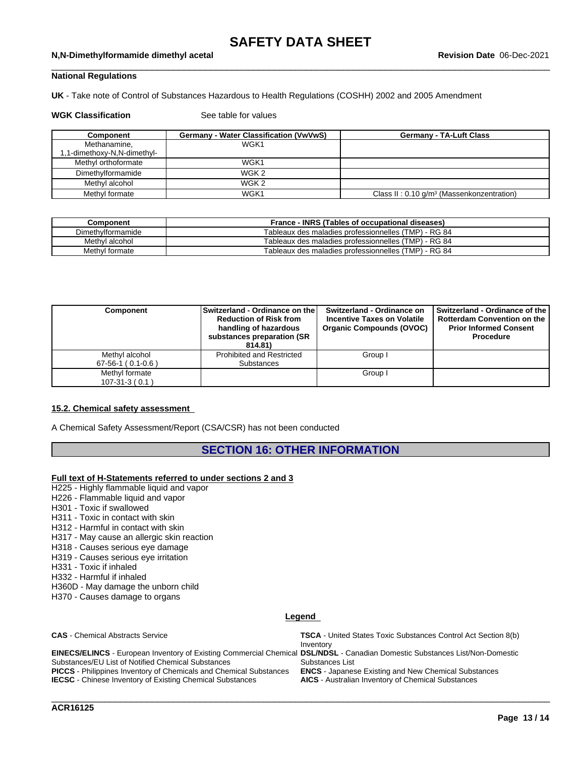### National Regulations

**UK** - Take note of Control of Substances Hazardous to Health Regulations (COSHH) 2002 and 2005 Amendment

**WGK Classification** See table for values

| Component | Germany - Water Classification (VwVwS) | Germany - TA-Luft Class |
|---|---|---|
| Methanamine, 1,1-dimethoxy-N,N-dimethyl- | WGK1 | |
| Methyl orthoformate | WGK1 | |
| Dimethylformamide | WGK 2 | |
| Methyl alcohol | WGK 2 | |
| Methyl formate | WGK1 | Class II : 0.10 g/m³ (Massenkonzentration) |

| Component | France - INRS (Tables of occupational diseases) |
|---|---|
| Dimethylformamide | Tableaux des maladies professionnelles (TMP) - RG 84 |
| Methyl alcohol | Tableaux des maladies professionnelles (TMP) - RG 84 |
| Methyl formate | Tableaux des maladies professionnelles (TMP) - RG 84 |

| Component | Switzerland - Ordinance on the Reduction of Risk from handling of hazardous substances preparation (SR 814.81) | Switzerland - Ordinance on Incentive Taxes on Volatile Organic Compounds (OVOC) | Switzerland - Ordinance of the Rotterdam Convention on the Prior Informed Consent Procedure |
|---|---|---|---|
| Methyl alcohol 67-56-1 ( 0.1-0.6 ) | Prohibited and Restricted Substances | Group I | |
| Methyl formate 107-31-3 ( 0.1 ) | | Group I | |

### 15.2. Chemical safety assessment

A Chemical Safety Assessment/Report (CSA/CSR) has not been conducted

## SECTION 16: OTHER INFORMATION

### Full text of H-Statements referred to under sections 2 and 3

H225 - Highly flammable liquid and vapor
H226 - Flammable liquid and vapor
H301 - Toxic if swallowed
H311 - Toxic in contact with skin
H312 - Harmful in contact with skin
H317 - May cause an allergic skin reaction
H318 - Causes serious eye damage
H319 - Causes serious eye irritation
H331 - Toxic if inhaled
H332 - Harmful if inhaled
H360D - May damage the unborn child
H370 - Causes damage to organs

### Legend

**CAS** - Chemical Abstracts Service

**EINECS/ELINCS** - European Inventory of Existing Commercial Chemical Substances/EU List of Notified Chemical Substances

**PICCS** - Philippines Inventory of Chemicals and Chemical Substances

**IECSC** - Chinese Inventory of Existing Chemical Substances

**TSCA** - United States Toxic Substances Control Act Section 8(b) Inventory

**DSL/NDSL** - Canadian Domestic Substances List/Non-Domestic Substances List

**ENCS** - Japanese Existing and New Chemical Substances

**AICS** - Australian Inventory of Chemical Substances

**ACR16125**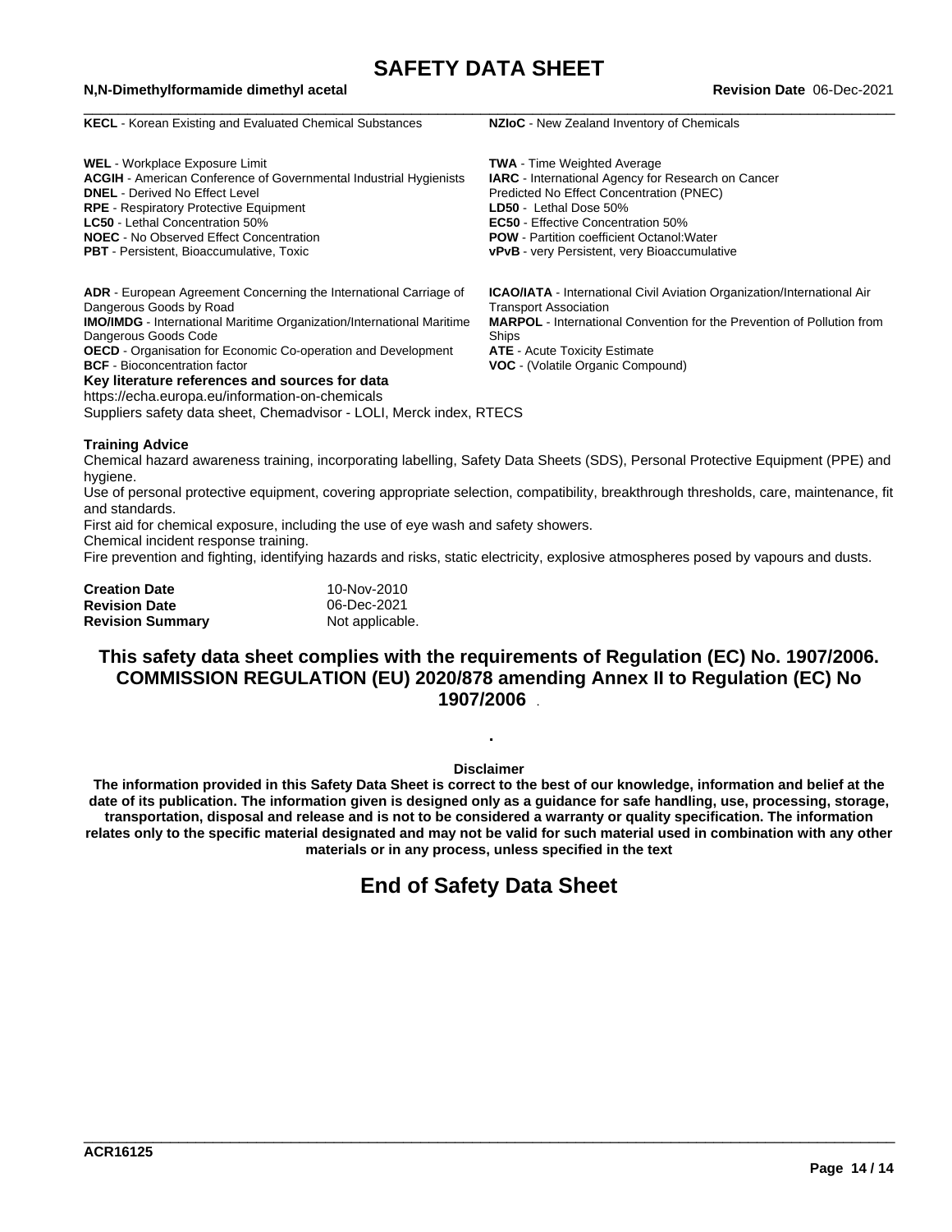**KECL** - Korean Existing and Evaluated Chemical Substances

**NZIoC** - New Zealand Inventory of Chemicals

**WEL** - Workplace Exposure Limit
**ACGIH** - American Conference of Governmental Industrial Hygienists
**DNEL** - Derived No Effect Level
**RPE** - Respiratory Protective Equipment
**LC50** - Lethal Concentration 50%
**NOEC** - No Observed Effect Concentration
**PBT** - Persistent, Bioaccumulative, Toxic

**TWA** - Time Weighted Average
**IARC** - International Agency for Research on Cancer
Predicted No Effect Concentration (PNEC)
**LD50** - Lethal Dose 50%
**EC50** - Effective Concentration 50%
**POW** - Partition coefficient Octanol:Water
**vPvB** - very Persistent, very Bioaccumulative

**ADR** - European Agreement Concerning the International Carriage of Dangerous Goods by Road
**IMO/IMDG** - International Maritime Organization/International Maritime Dangerous Goods Code
**OECD** - Organisation for Economic Co-operation and Development
**BCF** - Bioconcentration factor

**ICAO/IATA** - International Civil Aviation Organization/International Air Transport Association
**MARPOL** - International Convention for the Prevention of Pollution from Ships
**ATE** - Acute Toxicity Estimate
**VOC** - (Volatile Organic Compound)

**Key literature references and sources for data**
https://echa.europa.eu/information-on-chemicals
Suppliers safety data sheet, Chemadvisor - LOLI, Merck index, RTECS

**Training Advice**
Chemical hazard awareness training, incorporating labelling, Safety Data Sheets (SDS), Personal Protective Equipment (PPE) and hygiene.
Use of personal protective equipment, covering appropriate selection, compatibility, breakthrough thresholds, care, maintenance, fit and standards.
First aid for chemical exposure, including the use of eye wash and safety showers.
Chemical incident response training.
Fire prevention and fighting, identifying hazards and risks, static electricity, explosive atmospheres posed by vapours and dusts.

| | |
|---|---|
| **Creation Date** | 10-Nov-2010 |
| **Revision Date** | 06-Dec-2021 |
| **Revision Summary** | Not applicable. |

## This safety data sheet complies with the requirements of Regulation (EC) No. 1907/2006. COMMISSION REGULATION (EU) 2020/878 amending Annex II to Regulation (EC) No 1907/2006 .

**Disclaimer**

**The information provided in this Safety Data Sheet is correct to the best of our knowledge, information and belief at the date of its publication. The information given is designed only as a guidance for safe handling, use, processing, storage, transportation, disposal and release and is not to be considered a warranty or quality specification. The information relates only to the specific material designated and may not be valid for such material used in combination with any other materials or in any process, unless specified in the text**

# End of Safety Data Sheet